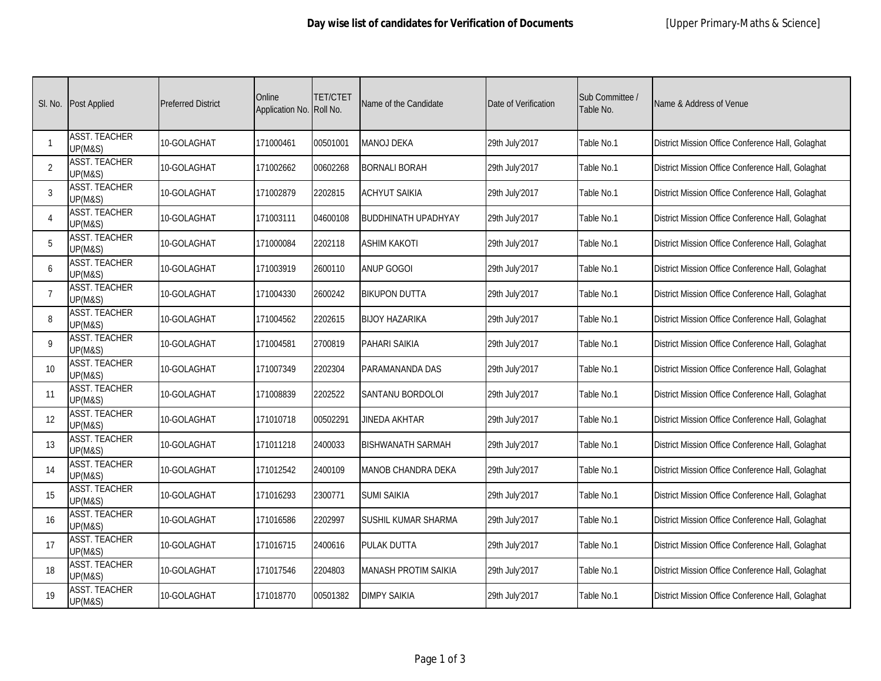# Day wise list of candidates for Verification of Documents

[Upper Primary-Maths & Science]

| Sl. No. | Post Applied | Preferred District | Online Application No. | TET/CTET Roll No. | Name of the Candidate | Date of Verification | Sub Committee / Table No. | Name & Address of Venue |
|---|---|---|---|---|---|---|---|---|
| 1 | ASST. TEACHER UP(M&S) | 10-GOLAGHAT | 171000461 | 00501001 | MANOJ DEKA | 29th July'2017 | Table No.1 | District Mission Office Conference Hall, Golaghat |
| 2 | ASST. TEACHER UP(M&S) | 10-GOLAGHAT | 171002662 | 00602268 | BORNALI BORAH | 29th July'2017 | Table No.1 | District Mission Office Conference Hall, Golaghat |
| 3 | ASST. TEACHER UP(M&S) | 10-GOLAGHAT | 171002879 | 2202815 | ACHYUT SAIKIA | 29th July'2017 | Table No.1 | District Mission Office Conference Hall, Golaghat |
| 4 | ASST. TEACHER UP(M&S) | 10-GOLAGHAT | 171003111 | 04600108 | BUDDHINATH UPADHYAY | 29th July'2017 | Table No.1 | District Mission Office Conference Hall, Golaghat |
| 5 | ASST. TEACHER UP(M&S) | 10-GOLAGHAT | 171000084 | 2202118 | ASHIM KAKOTI | 29th July'2017 | Table No.1 | District Mission Office Conference Hall, Golaghat |
| 6 | ASST. TEACHER UP(M&S) | 10-GOLAGHAT | 171003919 | 2600110 | ANUP GOGOI | 29th July'2017 | Table No.1 | District Mission Office Conference Hall, Golaghat |
| 7 | ASST. TEACHER UP(M&S) | 10-GOLAGHAT | 171004330 | 2600242 | BIKUPON DUTTA | 29th July'2017 | Table No.1 | District Mission Office Conference Hall, Golaghat |
| 8 | ASST. TEACHER UP(M&S) | 10-GOLAGHAT | 171004562 | 2202615 | BIJOY HAZARIKA | 29th July'2017 | Table No.1 | District Mission Office Conference Hall, Golaghat |
| 9 | ASST. TEACHER UP(M&S) | 10-GOLAGHAT | 171004581 | 2700819 | PAHARI SAIKIA | 29th July'2017 | Table No.1 | District Mission Office Conference Hall, Golaghat |
| 10 | ASST. TEACHER UP(M&S) | 10-GOLAGHAT | 171007349 | 2202304 | PARAMANANDA DAS | 29th July'2017 | Table No.1 | District Mission Office Conference Hall, Golaghat |
| 11 | ASST. TEACHER UP(M&S) | 10-GOLAGHAT | 171008839 | 2202522 | SANTANU BORDOLOI | 29th July'2017 | Table No.1 | District Mission Office Conference Hall, Golaghat |
| 12 | ASST. TEACHER UP(M&S) | 10-GOLAGHAT | 171010718 | 00502291 | JINEDA AKHTAR | 29th July'2017 | Table No.1 | District Mission Office Conference Hall, Golaghat |
| 13 | ASST. TEACHER UP(M&S) | 10-GOLAGHAT | 171011218 | 2400033 | BISHWANATH SARMAH | 29th July'2017 | Table No.1 | District Mission Office Conference Hall, Golaghat |
| 14 | ASST. TEACHER UP(M&S) | 10-GOLAGHAT | 171012542 | 2400109 | MANOB CHANDRA DEKA | 29th July'2017 | Table No.1 | District Mission Office Conference Hall, Golaghat |
| 15 | ASST. TEACHER UP(M&S) | 10-GOLAGHAT | 171016293 | 2300771 | SUMI SAIKIA | 29th July'2017 | Table No.1 | District Mission Office Conference Hall, Golaghat |
| 16 | ASST. TEACHER UP(M&S) | 10-GOLAGHAT | 171016586 | 2202997 | SUSHIL KUMAR SHARMA | 29th July'2017 | Table No.1 | District Mission Office Conference Hall, Golaghat |
| 17 | ASST. TEACHER UP(M&S) | 10-GOLAGHAT | 171016715 | 2400616 | PULAK DUTTA | 29th July'2017 | Table No.1 | District Mission Office Conference Hall, Golaghat |
| 18 | ASST. TEACHER UP(M&S) | 10-GOLAGHAT | 171017546 | 2204803 | MANASH PROTIM SAIKIA | 29th July'2017 | Table No.1 | District Mission Office Conference Hall, Golaghat |
| 19 | ASST. TEACHER UP(M&S) | 10-GOLAGHAT | 171018770 | 00501382 | DIMPY SAIKIA | 29th July'2017 | Table No.1 | District Mission Office Conference Hall, Golaghat |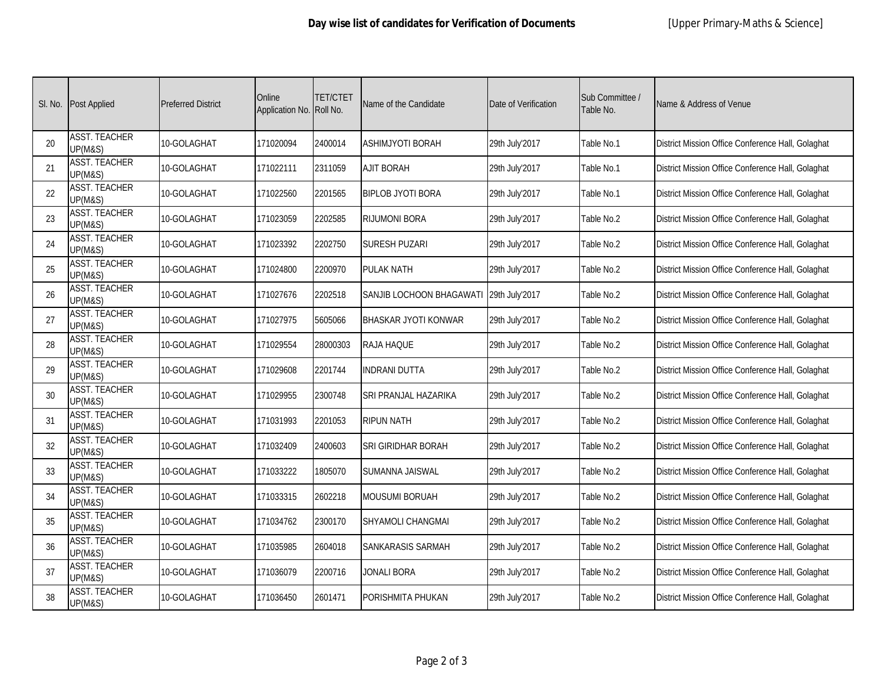**Day wise list of candidates for Verification of Documents** [Upper Primary-Maths & Science]

| Sl. No. | Post Applied | Preferred District | Online Application No. | TET/CTET Roll No. | Name of the Candidate | Date of Verification | Sub Committee / Table No. | Name & Address of Venue |
|---|---|---|---|---|---|---|---|---|
| 20 | ASST. TEACHER UP(M&S) | 10-GOLAGHAT | 171020094 | 2400014 | ASHIMJYOTI BORAH | 29th July'2017 | Table No.1 | District Mission Office Conference Hall, Golaghat |
| 21 | ASST. TEACHER UP(M&S) | 10-GOLAGHAT | 171022111 | 2311059 | AJIT BORAH | 29th July'2017 | Table No.1 | District Mission Office Conference Hall, Golaghat |
| 22 | ASST. TEACHER UP(M&S) | 10-GOLAGHAT | 171022560 | 2201565 | BIPLOB JYOTI BORA | 29th July'2017 | Table No.1 | District Mission Office Conference Hall, Golaghat |
| 23 | ASST. TEACHER UP(M&S) | 10-GOLAGHAT | 171023059 | 2202585 | RIJUMONI BORA | 29th July'2017 | Table No.2 | District Mission Office Conference Hall, Golaghat |
| 24 | ASST. TEACHER UP(M&S) | 10-GOLAGHAT | 171023392 | 2202750 | SURESH PUZARI | 29th July'2017 | Table No.2 | District Mission Office Conference Hall, Golaghat |
| 25 | ASST. TEACHER UP(M&S) | 10-GOLAGHAT | 171024800 | 2200970 | PULAK NATH | 29th July'2017 | Table No.2 | District Mission Office Conference Hall, Golaghat |
| 26 | ASST. TEACHER UP(M&S) | 10-GOLAGHAT | 171027676 | 2202518 | SANJIB LOCHOON BHAGAWATI | 29th July'2017 | Table No.2 | District Mission Office Conference Hall, Golaghat |
| 27 | ASST. TEACHER UP(M&S) | 10-GOLAGHAT | 171027975 | 5605066 | BHASKAR JYOTI KONWAR | 29th July'2017 | Table No.2 | District Mission Office Conference Hall, Golaghat |
| 28 | ASST. TEACHER UP(M&S) | 10-GOLAGHAT | 171029554 | 28000303 | RAJA HAQUE | 29th July'2017 | Table No.2 | District Mission Office Conference Hall, Golaghat |
| 29 | ASST. TEACHER UP(M&S) | 10-GOLAGHAT | 171029608 | 2201744 | INDRANI DUTTA | 29th July'2017 | Table No.2 | District Mission Office Conference Hall, Golaghat |
| 30 | ASST. TEACHER UP(M&S) | 10-GOLAGHAT | 171029955 | 2300748 | SRI PRANJAL HAZARIKA | 29th July'2017 | Table No.2 | District Mission Office Conference Hall, Golaghat |
| 31 | ASST. TEACHER UP(M&S) | 10-GOLAGHAT | 171031993 | 2201053 | RIPUN NATH | 29th July'2017 | Table No.2 | District Mission Office Conference Hall, Golaghat |
| 32 | ASST. TEACHER UP(M&S) | 10-GOLAGHAT | 171032409 | 2400603 | SRI GIRIDHAR BORAH | 29th July'2017 | Table No.2 | District Mission Office Conference Hall, Golaghat |
| 33 | ASST. TEACHER UP(M&S) | 10-GOLAGHAT | 171033222 | 1805070 | SUMANNA JAISWAL | 29th July'2017 | Table No.2 | District Mission Office Conference Hall, Golaghat |
| 34 | ASST. TEACHER UP(M&S) | 10-GOLAGHAT | 171033315 | 2602218 | MOUSUMI BORUAH | 29th July'2017 | Table No.2 | District Mission Office Conference Hall, Golaghat |
| 35 | ASST. TEACHER UP(M&S) | 10-GOLAGHAT | 171034762 | 2300170 | SHYAMOLI CHANGMAI | 29th July'2017 | Table No.2 | District Mission Office Conference Hall, Golaghat |
| 36 | ASST. TEACHER UP(M&S) | 10-GOLAGHAT | 171035985 | 2604018 | SANKARASIS SARMAH | 29th July'2017 | Table No.2 | District Mission Office Conference Hall, Golaghat |
| 37 | ASST. TEACHER UP(M&S) | 10-GOLAGHAT | 171036079 | 2200716 | JONALI BORA | 29th July'2017 | Table No.2 | District Mission Office Conference Hall, Golaghat |
| 38 | ASST. TEACHER UP(M&S) | 10-GOLAGHAT | 171036450 | 2601471 | PORISHMITA PHUKAN | 29th July'2017 | Table No.2 | District Mission Office Conference Hall, Golaghat |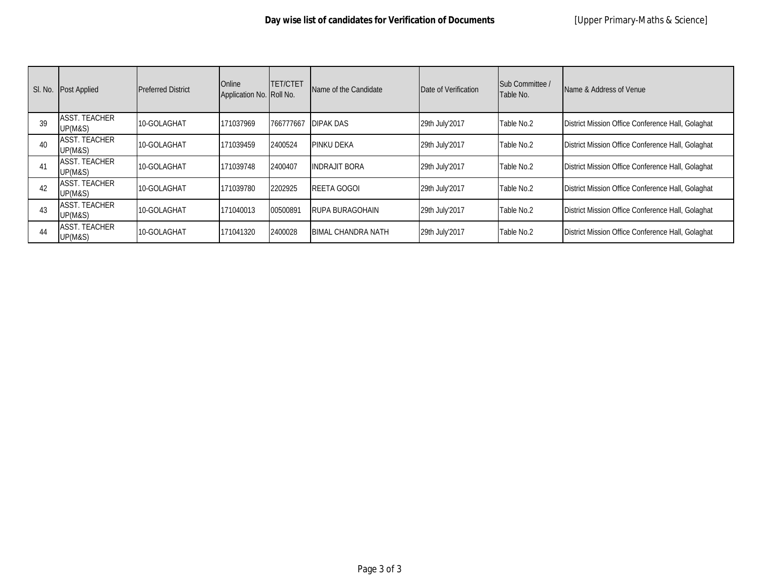**Day wise list of candidates for Verification of Documents** [Upper Primary-Maths & Science]

| Sl. No. | Post Applied | Preferred District | Online Application No. | TET/CTET Roll No. | Name of the Candidate | Date of Verification | Sub Committee / Table No. | Name & Address of Venue |
|---|---|---|---|---|---|---|---|---|
| 39 | ASST. TEACHER UP(M&S) | 10-GOLAGHAT | 171037969 | 766777667 | DIPAK DAS | 29th July'2017 | Table No.2 | District Mission Office Conference Hall, Golaghat |
| 40 | ASST. TEACHER UP(M&S) | 10-GOLAGHAT | 171039459 | 2400524 | PINKU DEKA | 29th July'2017 | Table No.2 | District Mission Office Conference Hall, Golaghat |
| 41 | ASST. TEACHER UP(M&S) | 10-GOLAGHAT | 171039748 | 2400407 | INDRAJIT BORA | 29th July'2017 | Table No.2 | District Mission Office Conference Hall, Golaghat |
| 42 | ASST. TEACHER UP(M&S) | 10-GOLAGHAT | 171039780 | 2202925 | REETA GOGOI | 29th July'2017 | Table No.2 | District Mission Office Conference Hall, Golaghat |
| 43 | ASST. TEACHER UP(M&S) | 10-GOLAGHAT | 171040013 | 00500891 | RUPA BURAGOHAIN | 29th July'2017 | Table No.2 | District Mission Office Conference Hall, Golaghat |
| 44 | ASST. TEACHER UP(M&S) | 10-GOLAGHAT | 171041320 | 2400028 | BIMAL CHANDRA NATH | 29th July'2017 | Table No.2 | District Mission Office Conference Hall, Golaghat |